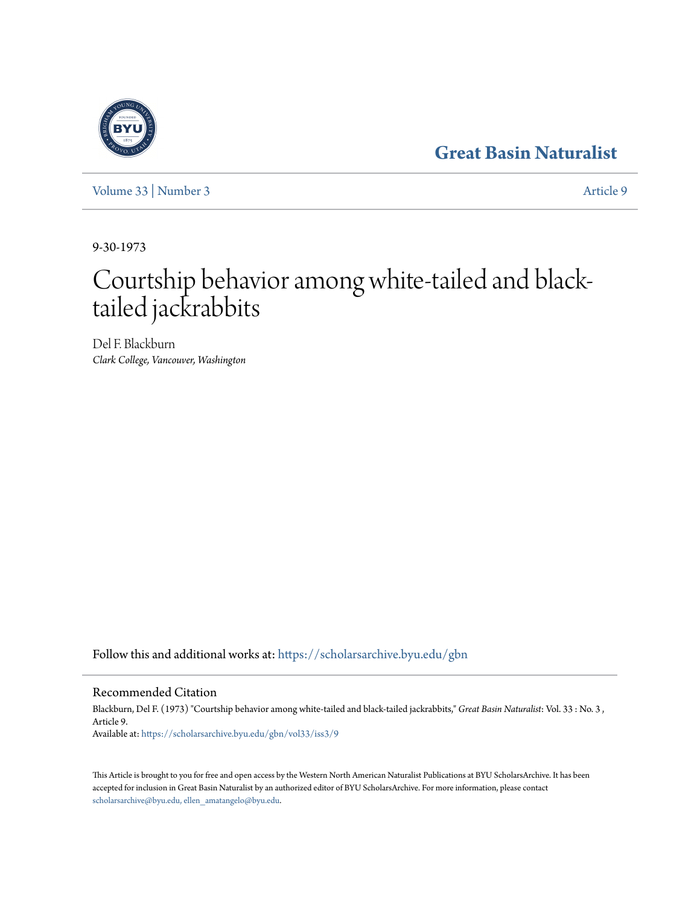Great Basin Naturalist

Volume 33 | Number 3

Article 9

9-30-1973

# Courtship behavior among white-tailed and black-tailed jackrabbits

Del F. Blackburn
*Clark College, Vancouver, Washington*

Follow this and additional works at: https://scholarsarchive.byu.edu/gbn

## Recommended Citation

Blackburn, Del F. (1973) "Courtship behavior among white-tailed and black-tailed jackrabbits," *Great Basin Naturalist*: Vol. 33 : No. 3 , Article 9.
Available at: https://scholarsarchive.byu.edu/gbn/vol33/iss3/9

This Article is brought to you for free and open access by the Western North American Naturalist Publications at BYU ScholarsArchive. It has been accepted for inclusion in Great Basin Naturalist by an authorized editor of BYU ScholarsArchive. For more information, please contact scholarsarchive@byu.edu, ellen_amatangelo@byu.edu.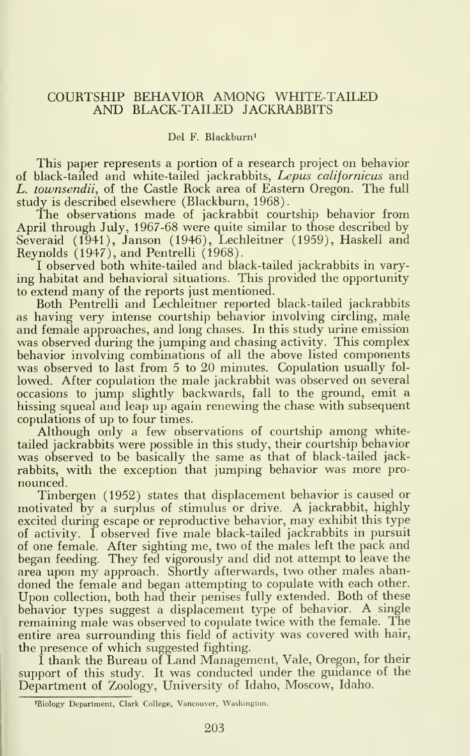# COURTSHIP BEHAVIOR AMONG WHITE-TAILED AND BLACK-TAILED JACKRABBITS

Del F. Blackburn[1]

This paper represents a portion of a research project on behavior of black-tailed and white-tailed jackrabbits, *Lepus californicus* and *L. townsendii*, of the Castle Rock area of Eastern Oregon. The full study is described elsewhere (Blackburn, 1968).

The observations made of jackrabbit courtship behavior from April through July, 1967-68 were quite similar to those described by Severaid (1941), Janson (1946), Lechleitner (1959), Haskell and Reynolds (1947), and Pentrelli (1968).

I observed both white-tailed and black-tailed jackrabbits in varying habitat and behavioral situations. This provided the opportunity to extend many of the reports just mentioned.

Both Pentrelli and Lechleitner reported black-tailed jackrabbits as having very intense courtship behavior involving circling, male and female approaches, and long chases. In this study urine emission was observed during the jumping and chasing activity. This complex behavior involving combinations of all the above listed components was observed to last from 5 to 20 minutes. Copulation usually followed. After copulation the male jackrabbit was observed on several occasions to jump slightly backwards, fall to the ground, emit a hissing squeal and leap up again renewing the chase with subsequent copulations of up to four times.

Although only a few observations of courtship among white-tailed jackrabbits were possible in this study, their courtship behavior was observed to be basically the same as that of black-tailed jackrabbits, with the exception that jumping behavior was more pronounced.

Tinbergen (1952) states that displacement behavior is caused or motivated by a surplus of stimulus or drive. A jackrabbit, highly excited during escape or reproductive behavior, may exhibit this type of activity. I observed five male black-tailed jackrabbits in pursuit of one female. After sighting me, two of the males left the pack and began feeding. They fed vigorously and did not attempt to leave the area upon my approach. Shortly afterwards, two other males abandoned the female and began attempting to copulate with each other. Upon collection, both had their penises fully extended. Both of these behavior types suggest a displacement type of behavior. A single remaining male was observed to copulate twice with the female. The entire area surrounding this field of activity was covered with hair, the presence of which suggested fighting.

I thank the Bureau of Land Management, Vale, Oregon, for their support of this study. It was conducted under the guidance of the Department of Zoology, University of Idaho, Moscow, Idaho.

[1] Biology Department, Clark College, Vancouver, Washington.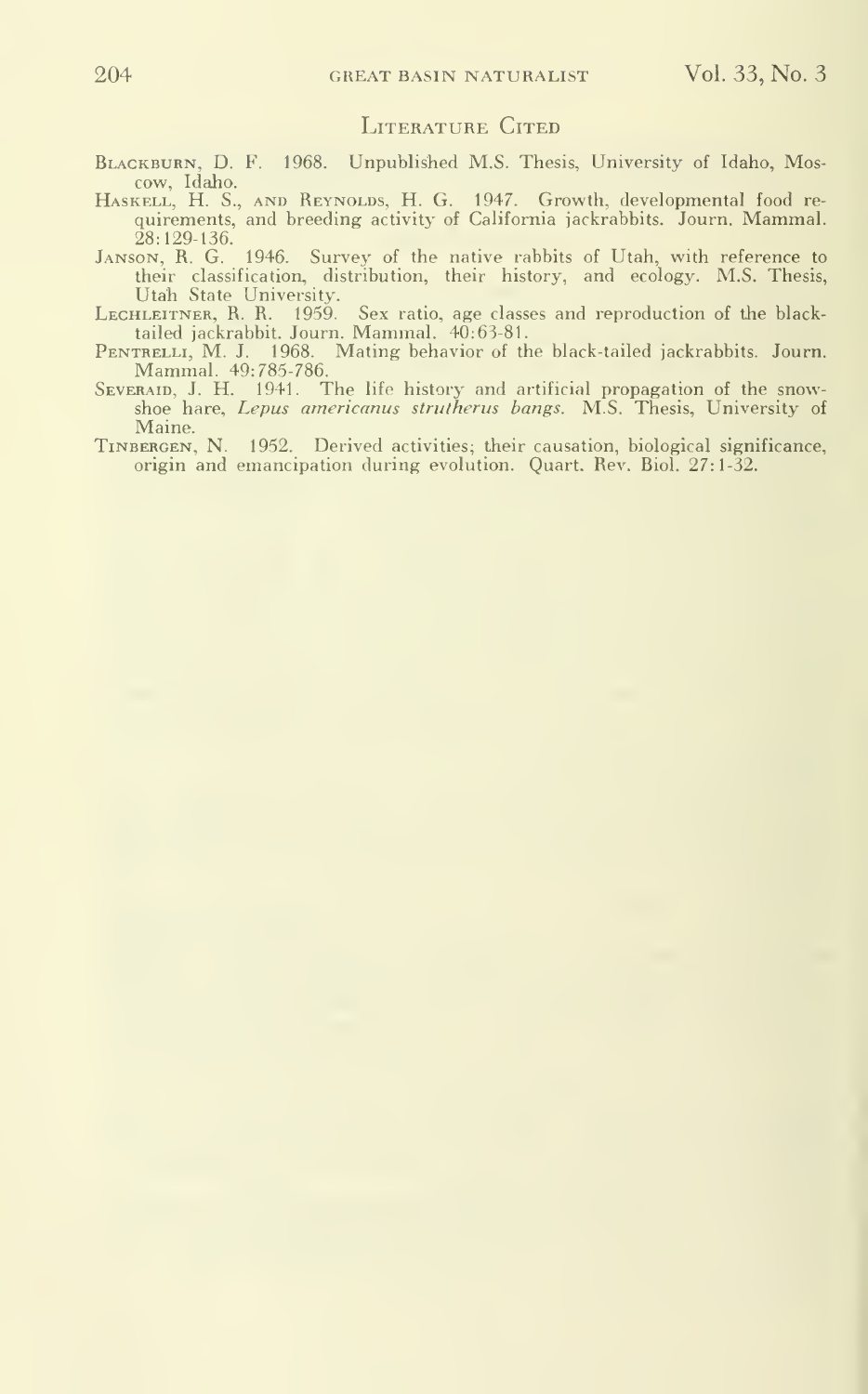## Literature Cited

Blackburn, D. F. 1968. Unpublished M.S. Thesis, University of Idaho, Moscow, Idaho.

Haskell, H. S., and Reynolds, H. G. 1947. Growth, developmental food requirements, and breeding activity of California jackrabbits. Journ. Mammal. 28:129-136.

Janson, R. G. 1946. Survey of the native rabbits of Utah, with reference to their classification, distribution, their history, and ecology. M.S. Thesis, Utah State University.

Lechleitner, R. R. 1959. Sex ratio, age classes and reproduction of the black-tailed jackrabbit. Journ. Mammal. 40:63-81.

Pentrelli, M. J. 1968. Mating behavior of the black-tailed jackrabbits. Journ. Mammal. 49:785-786.

Severaid, J. H. 1941. The life history and artificial propagation of the snowshoe hare, *Lepus americanus strutherus bangs.* M.S. Thesis, University of Maine.

Tinbergen, N. 1952. Derived activities; their causation, biological significance, origin and emancipation during evolution. Quart. Rev. Biol. 27:1-32.